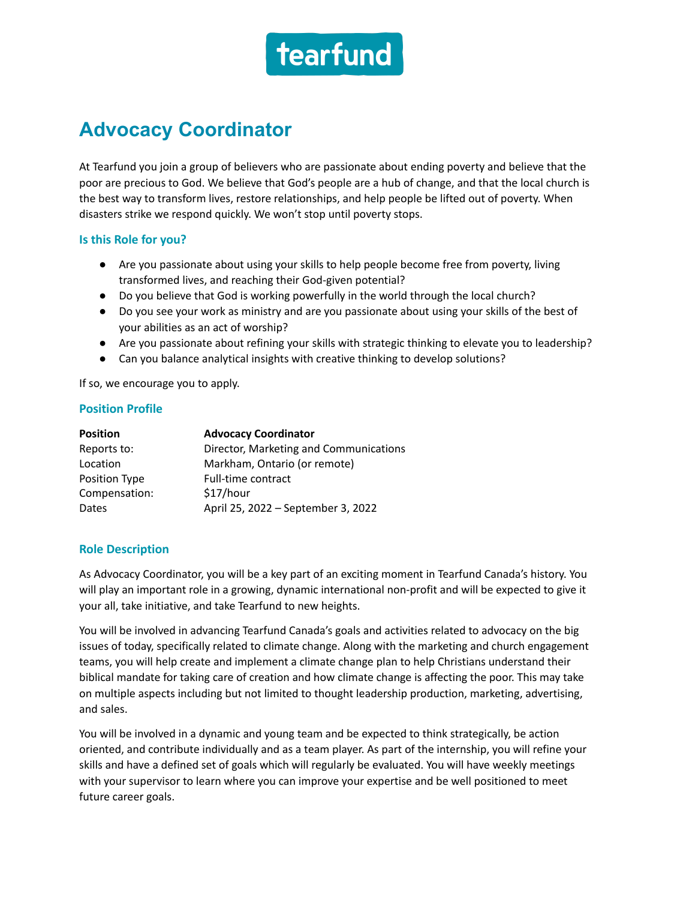tearfund

# Advocacy Coordinator

At Tearfund you join a group of believers who are passionate about ending poverty and believe that the poor are precious to God. We believe that God's people are a hub of change, and that the local church is the best way to transform lives, restore relationships, and help people be lifted out of poverty. When disasters strike we respond quickly. We won't stop until poverty stops.

### Is this Role for you?

- Are you passionate about using your skills to help people become free from poverty, living transformed lives, and reaching their God-given potential?
- Do you believe that God is working powerfully in the world through the local church?
- Do you see your work as ministry and are you passionate about using your skills of the best of your abilities as an act of worship?
- Are you passionate about refining your skills with strategic thinking to elevate you to leadership?
- Can you balance analytical insights with creative thinking to develop solutions?

If so, we encourage you to apply.

### Position Profile

| **Position** | **Advocacy Coordinator** |
|---|---|
| Reports to: | Director, Marketing and Communications |
| Location | Markham, Ontario (or remote) |
| Position Type | Full-time contract |
| Compensation: | $17/hour |
| Dates | April 25, 2022 – September 3, 2022 |

### Role Description

As Advocacy Coordinator, you will be a key part of an exciting moment in Tearfund Canada's history. You will play an important role in a growing, dynamic international non-profit and will be expected to give it your all, take initiative, and take Tearfund to new heights.

You will be involved in advancing Tearfund Canada's goals and activities related to advocacy on the big issues of today, specifically related to climate change. Along with the marketing and church engagement teams, you will help create and implement a climate change plan to help Christians understand their biblical mandate for taking care of creation and how climate change is affecting the poor. This may take on multiple aspects including but not limited to thought leadership production, marketing, advertising, and sales.

You will be involved in a dynamic and young team and be expected to think strategically, be action oriented, and contribute individually and as a team player. As part of the internship, you will refine your skills and have a defined set of goals which will regularly be evaluated. You will have weekly meetings with your supervisor to learn where you can improve your expertise and be well positioned to meet future career goals.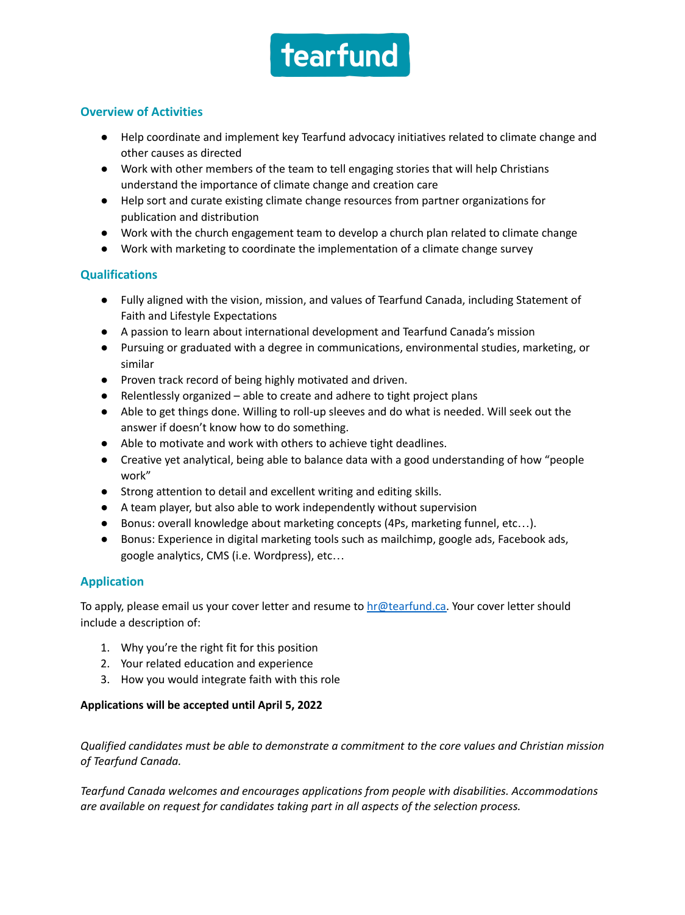## Overview of Activities

- Help coordinate and implement key Tearfund advocacy initiatives related to climate change and other causes as directed
- Work with other members of the team to tell engaging stories that will help Christians understand the importance of climate change and creation care
- Help sort and curate existing climate change resources from partner organizations for publication and distribution
- Work with the church engagement team to develop a church plan related to climate change
- Work with marketing to coordinate the implementation of a climate change survey

## Qualifications

- Fully aligned with the vision, mission, and values of Tearfund Canada, including Statement of Faith and Lifestyle Expectations
- A passion to learn about international development and Tearfund Canada's mission
- Pursuing or graduated with a degree in communications, environmental studies, marketing, or similar
- Proven track record of being highly motivated and driven.
- Relentlessly organized – able to create and adhere to tight project plans
- Able to get things done. Willing to roll-up sleeves and do what is needed. Will seek out the answer if doesn't know how to do something.
- Able to motivate and work with others to achieve tight deadlines.
- Creative yet analytical, being able to balance data with a good understanding of how "people work"
- Strong attention to detail and excellent writing and editing skills.
- A team player, but also able to work independently without supervision
- Bonus: overall knowledge about marketing concepts (4Ps, marketing funnel, etc…).
- Bonus: Experience in digital marketing tools such as mailchimp, google ads, Facebook ads, google analytics, CMS (i.e. Wordpress), etc…

## Application

To apply, please email us your cover letter and resume to hr@tearfund.ca. Your cover letter should include a description of:

1. Why you're the right fit for this position
2. Your related education and experience
3. How you would integrate faith with this role

**Applications will be accepted until April 5, 2022**

*Qualified candidates must be able to demonstrate a commitment to the core values and Christian mission of Tearfund Canada.*

*Tearfund Canada welcomes and encourages applications from people with disabilities. Accommodations are available on request for candidates taking part in all aspects of the selection process.*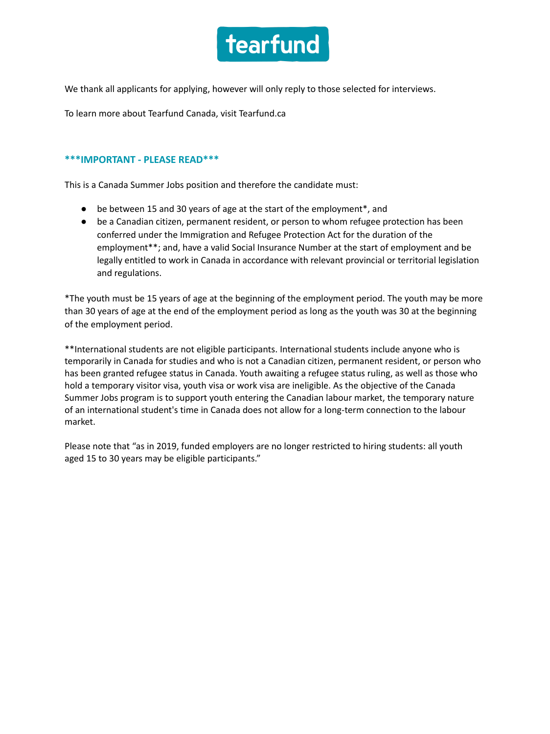tearfund

We thank all applicants for applying, however will only reply to those selected for interviews.

To learn more about Tearfund Canada, visit Tearfund.ca

**\*\*\*IMPORTANT - PLEASE READ\*\*\***

This is a Canada Summer Jobs position and therefore the candidate must:

- be between 15 and 30 years of age at the start of the employment*, and
- be a Canadian citizen, permanent resident, or person to whom refugee protection has been conferred under the Immigration and Refugee Protection Act for the duration of the employment**; and, have a valid Social Insurance Number at the start of employment and be legally entitled to work in Canada in accordance with relevant provincial or territorial legislation and regulations.

*The youth must be 15 years of age at the beginning of the employment period. The youth may be more than 30 years of age at the end of the employment period as long as the youth was 30 at the beginning of the employment period.

**International students are not eligible participants. International students include anyone who is temporarily in Canada for studies and who is not a Canadian citizen, permanent resident, or person who has been granted refugee status in Canada. Youth awaiting a refugee status ruling, as well as those who hold a temporary visitor visa, youth visa or work visa are ineligible. As the objective of the Canada Summer Jobs program is to support youth entering the Canadian labour market, the temporary nature of an international student's time in Canada does not allow for a long-term connection to the labour market.

Please note that "as in 2019, funded employers are no longer restricted to hiring students: all youth aged 15 to 30 years may be eligible participants."